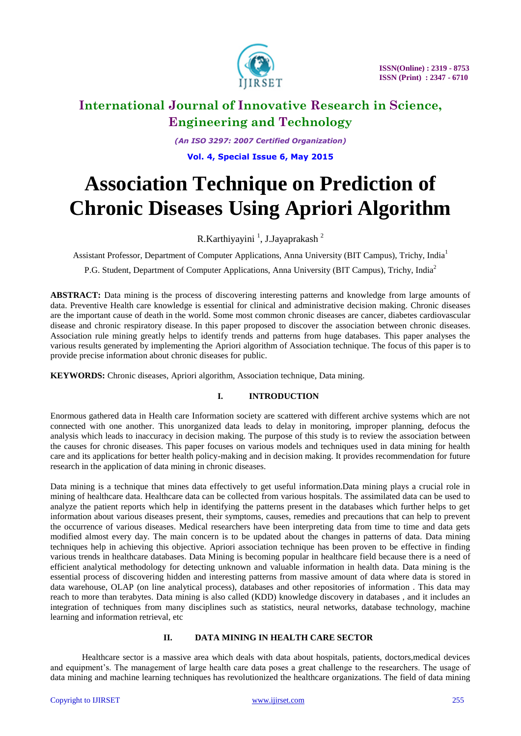# Association Technique on Prediction of Chronic Diseases Using Apriori Algorithm

R.Karthiyayini [1], J.Jayaprakash [2]

Assistant Professor, Department of Computer Applications, Anna University (BIT Campus), Trichy, India[1]

P.G. Student, Department of Computer Applications, Anna University (BIT Campus), Trichy, India[2]

**ABSTRACT:** Data mining is the process of discovering interesting patterns and knowledge from large amounts of data. Preventive Health care knowledge is essential for clinical and administrative decision making. Chronic diseases are the important cause of death in the world. Some most common chronic diseases are cancer, diabetes cardiovascular disease and chronic respiratory disease. In this paper proposed to discover the association between chronic diseases. Association rule mining greatly helps to identify trends and patterns from huge databases. This paper analyses the various results generated by implementing the Apriori algorithm of Association technique. The focus of this paper is to provide precise information about chronic diseases for public.

**KEYWORDS:** Chronic diseases, Apriori algorithm, Association technique, Data mining.

## I. INTRODUCTION

Enormous gathered data in Health care Information society are scattered with different archive systems which are not connected with one another. This unorganized data leads to delay in monitoring, improper planning, defocus the analysis which leads to inaccuracy in decision making. The purpose of this study is to review the association between the causes for chronic diseases. This paper focuses on various models and techniques used in data mining for health care and its applications for better health policy-making and in decision making. It provides recommendation for future research in the application of data mining in chronic diseases.

Data mining is a technique that mines data effectively to get useful information.Data mining plays a crucial role in mining of healthcare data. Healthcare data can be collected from various hospitals. The assimilated data can be used to analyze the patient reports which help in identifying the patterns present in the databases which further helps to get information about various diseases present, their symptoms, causes, remedies and precautions that can help to prevent the occurrence of various diseases. Medical researchers have been interpreting data from time to time and data gets modified almost every day. The main concern is to be updated about the changes in patterns of data. Data mining techniques help in achieving this objective. Apriori association technique has been proven to be effective in finding various trends in healthcare databases. Data Mining is becoming popular in healthcare field because there is a need of efficient analytical methodology for detecting unknown and valuable information in health data. Data mining is the essential process of discovering hidden and interesting patterns from massive amount of data where data is stored in data warehouse, OLAP (on line analytical process), databases and other repositories of information . This data may reach to more than terabytes. Data mining is also called (KDD) knowledge discovery in databases , and it includes an integration of techniques from many disciplines such as statistics, neural networks, database technology, machine learning and information retrieval, etc

## II. DATA MINING IN HEALTH CARE SECTOR

Healthcare sector is a massive area which deals with data about hospitals, patients, doctors,medical devices and equipment's. The management of large health care data poses a great challenge to the researchers. The usage of data mining and machine learning techniques has revolutionized the healthcare organizations. The field of data mining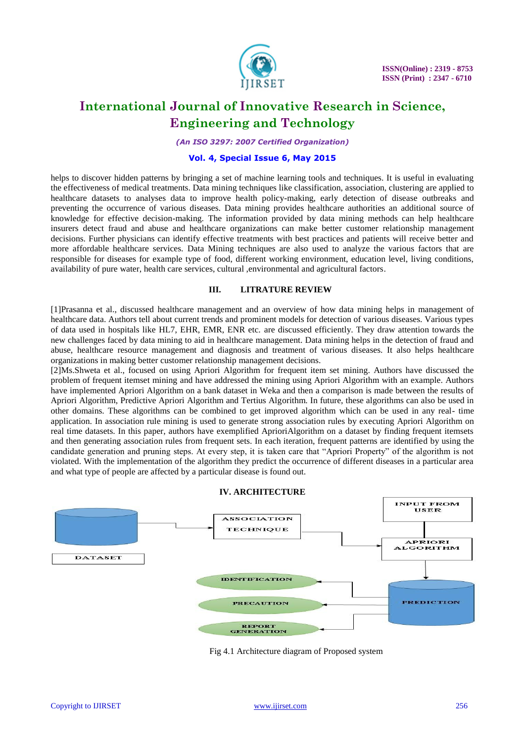helps to discover hidden patterns by bringing a set of machine learning tools and techniques. It is useful in evaluating the effectiveness of medical treatments. Data mining techniques like classification, association, clustering are applied to healthcare datasets to analyses data to improve health policy-making, early detection of disease outbreaks and preventing the occurrence of various diseases. Data mining provides healthcare authorities an additional source of knowledge for effective decision-making. The information provided by data mining methods can help healthcare insurers detect fraud and abuse and healthcare organizations can make better customer relationship management decisions. Further physicians can identify effective treatments with best practices and patients will receive better and more affordable healthcare services. Data Mining techniques are also used to analyze the various factors that are responsible for diseases for example type of food, different working environment, education level, living conditions, availability of pure water, health care services, cultural ,environmental and agricultural factors.

## III. LITRATURE REVIEW

[1]Prasanna et al., discussed healthcare management and an overview of how data mining helps in management of healthcare data. Authors tell about current trends and prominent models for detection of various diseases. Various types of data used in hospitals like HL7, EHR, EMR, ENR etc. are discussed efficiently. They draw attention towards the new challenges faced by data mining to aid in healthcare management. Data mining helps in the detection of fraud and abuse, healthcare resource management and diagnosis and treatment of various diseases. It also helps healthcare organizations in making better customer relationship management decisions.

[2]Ms.Shweta et al., focused on using Apriori Algorithm for frequent item set mining. Authors have discussed the problem of frequent itemset mining and have addressed the mining using Apriori Algorithm with an example. Authors have implemented Apriori Algorithm on a bank dataset in Weka and then a comparison is made between the results of Apriori Algorithm, Predictive Apriori Algorithm and Tertius Algorithm. In future, these algorithms can also be used in other domains. These algorithms can be combined to get improved algorithm which can be used in any real- time application. In association rule mining is used to generate strong association rules by executing Apriori Algorithm on real time datasets. In this paper, authors have exemplified AprioriAlgorithm on a dataset by finding frequent itemsets and then generating association rules from frequent sets. In each iteration, frequent patterns are identified by using the candidate generation and pruning steps. At every step, it is taken care that "Apriori Property" of the algorithm is not violated. With the implementation of the algorithm they predict the occurrence of different diseases in a particular area and what type of people are affected by a particular disease is found out.

## IV. ARCHITECTURE

DATASET → ASSOCIATION TECHNIQUE → APRIORI ALGORITHM ← INPUT FROM USER

APRIORI ALGORITHM → PREDICTION → IDENTIFICATION, PRECAUTION, REPORT GENERATION

Fig 4.1 Architecture diagram of Proposed system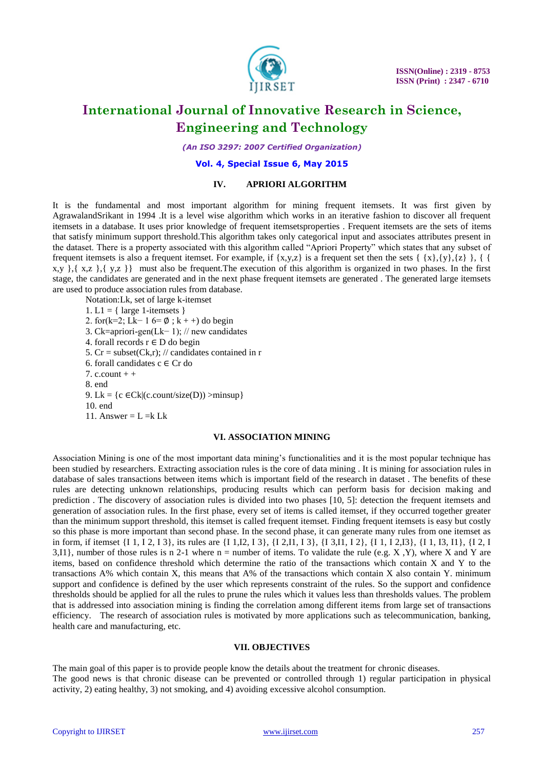## IV. APRIORI ALGORITHM

It is the fundamental and most important algorithm for mining frequent itemsets. It was first given by AgrawalandSrikant in 1994 .It is a level wise algorithm which works in an iterative fashion to discover all frequent itemsets in a database. It uses prior knowledge of frequent itemsetsproperties . Frequent itemsets are the sets of items that satisfy minimum support threshold.This algorithm takes only categorical input and associates attributes present in the dataset. There is a property associated with this algorithm called "Apriori Property" which states that any subset of frequent itemsets is also a frequent itemset. For example, if {x,y,z} is a frequent set then the sets { {x},{y},{z} }, { { x,y },{ x,z },{ y,z }} must also be frequent.The execution of this algorithm is organized in two phases. In the first stage, the candidates are generated and in the next phase frequent itemsets are generated . The generated large itemsets are used to produce association rules from database.

Notation:Lk, set of large k-itemset

1. L1 = { large 1-itemsets }
2. for(k=2; Lk− 1 6= ∅ ; k + +) do begin
3. Ck=apriori-gen(Lk− 1); // new candidates
4. forall records r ∈ D do begin
5. Cr = subset(Ck,r); // candidates contained in r
6. forall candidates c ∈ Cr do
7. c.count + +
8. end
9. Lk = {c ∈Ck|(c.count/size(D)) >minsup}
10. end
11. Answer = L =k Lk

## VI. ASSOCIATION MINING

Association Mining is one of the most important data mining's functionalities and it is the most popular technique has been studied by researchers. Extracting association rules is the core of data mining . It is mining for association rules in database of sales transactions between items which is important field of the research in dataset . The benefits of these rules are detecting unknown relationships, producing results which can perform basis for decision making and prediction . The discovery of association rules is divided into two phases [10, 5]: detection the frequent itemsets and generation of association rules. In the first phase, every set of items is called itemset, if they occurred together greater than the minimum support threshold, this itemset is called frequent itemset. Finding frequent itemsets is easy but costly so this phase is more important than second phase. In the second phase, it can generate many rules from one itemset as in form, if itemset {I 1, I 2, I 3}, its rules are {I 1,I2, I 3}, {I 2,I1, I 3}, {I 3,I1, I 2}, {I 1, I 2,I3}, {I 1, I3, I1}, {I 2, I 3,I1}, number of those rules is n 2-1 where n = number of items. To validate the rule (e.g. X ,Y), where X and Y are items, based on confidence threshold which determine the ratio of the transactions which contain X and Y to the transactions A% which contain X, this means that A% of the transactions which contain X also contain Y. minimum support and confidence is defined by the user which represents constraint of the rules. So the support and confidence thresholds should be applied for all the rules to prune the rules which it values less than thresholds values. The problem that is addressed into association mining is finding the correlation among different items from large set of transactions efficiency. The research of association rules is motivated by more applications such as telecommunication, banking, health care and manufacturing, etc.

## VII. OBJECTIVES

The main goal of this paper is to provide people know the details about the treatment for chronic diseases.
The good news is that chronic disease can be prevented or controlled through 1) regular participation in physical activity, 2) eating healthy, 3) not smoking, and 4) avoiding excessive alcohol consumption.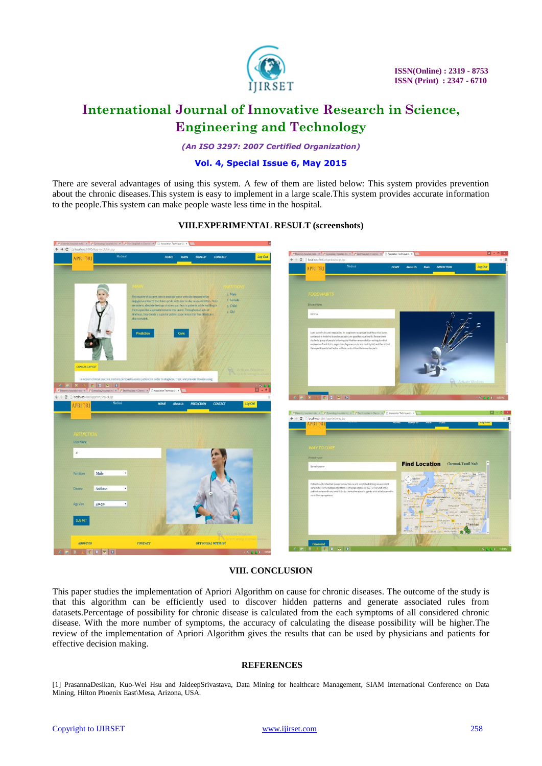There are several advantages of using this system. A few of them are listed below: This system provides prevention about the chronic diseases.This system is easy to implement in a large scale.This system provides accurate information to the people.This system can make people waste less time in the hospital.

## VIII.EXPERIMENTAL RESULT (screenshots)

## VIII. CONCLUSION

This paper studies the implementation of Apriori Algorithm on cause for chronic diseases. The outcome of the study is that this algorithm can be efficiently used to discover hidden patterns and generate associated rules from datasets.Percentage of possibility for chronic disease is calculated from the each symptoms of all considered chronic disease. With the more number of symptoms, the accuracy of calculating the disease possibility will be higher.The review of the implementation of Apriori Algorithm gives the results that can be used by physicians and patients for effective decision making.

## REFERENCES

[1] PrasannaDesikan, Kuo-Wei Hsu and JaideepSrivastava, Data Mining for healthcare Management, SIAM International Conference on Data Mining, Hilton Phoenix East\Mesa, Arizona, USA.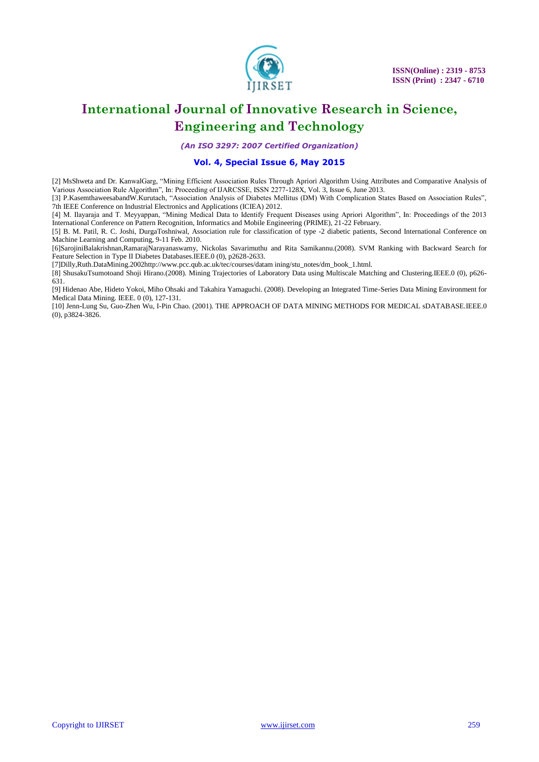[2] MsShweta and Dr. KanwalGarg, "Mining Efficient Association Rules Through Apriori Algorithm Using Attributes and Comparative Analysis of Various Association Rule Algorithm", In: Proceeding of IJARCSSE, ISSN 2277-128X, Vol. 3, Issue 6, June 2013.

[3] P.KasemthaweesabandW.Kurutach, "Association Analysis of Diabetes Mellitus (DM) With Complication States Based on Association Rules", 7th IEEE Conference on Industrial Electronics and Applications (ICIEA) 2012.

[4] M. Ilayaraja and T. Meyyappan, "Mining Medical Data to Identify Frequent Diseases using Apriori Algorithm", In: Proceedings of the 2013 International Conference on Pattern Recognition, Informatics and Mobile Engineering (PRIME), 21-22 February.

[5] B. M. Patil, R. C. Joshi, DurgaToshniwal, Association rule for classification of type -2 diabetic patients, Second International Conference on Machine Learning and Computing, 9-11 Feb. 2010.

[6]SarojiniBalakrishnan,RamarajNarayanaswamy, Nickolas Savarimuthu and Rita Samikannu.(2008). SVM Ranking with Backward Search for Feature Selection in Type II Diabetes Databases.IEEE.0 (0), p2628-2633.

[7]Dilly,Ruth.DataMining.2002http://www.pcc.qub.ac.uk/tec/courses/datam ining/stu_notes/dm_book_1.html.

[8] ShusakuTsumotoand Shoji Hirano.(2008). Mining Trajectories of Laboratory Data using Multiscale Matching and Clustering.IEEE.0 (0), p626-631.

[9] Hidenao Abe, Hideto Yokoi, Miho Ohsaki and Takahira Yamaguchi. (2008). Developing an Integrated Time-Series Data Mining Environment for Medical Data Mining. IEEE. 0 (0), 127-131.

[10] Jenn-Lung Su, Guo-Zhen Wu, I-Pin Chao. (2001). THE APPROACH OF DATA MINING METHODS FOR MEDICAL sDATABASE.IEEE.0 (0), p3824-3826.